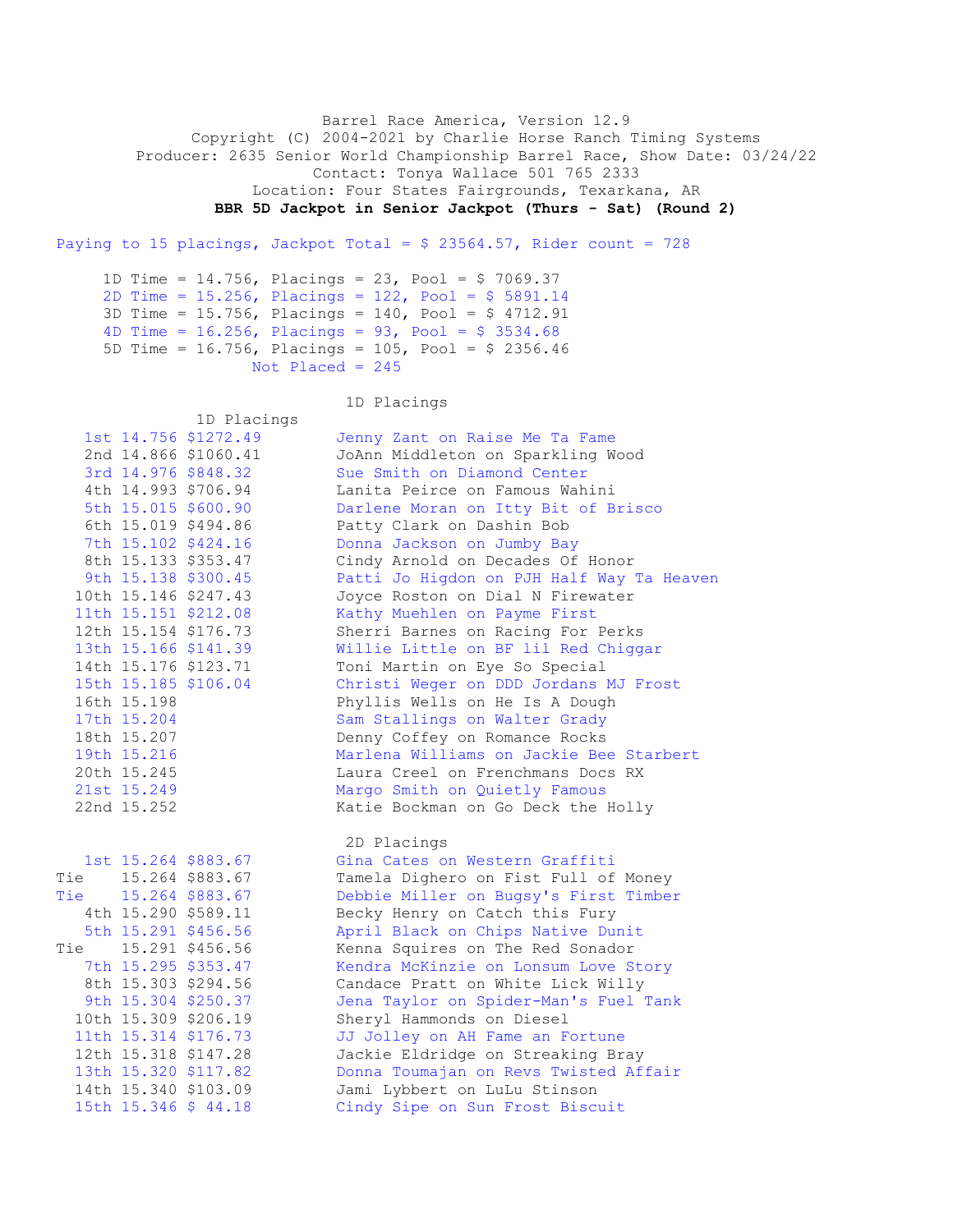Barrel Race America, Version 12.9
Copyright (C) 2004-2021 by Charlie Horse Ranch Timing Systems
Producer: 2635 Senior World Championship Barrel Race, Show Date: 03/24/22
Contact: Tonya Wallace 501 765 2333
Location: Four States Fairgrounds, Texarkana, AR

**BBR 5D Jackpot in Senior Jackpot (Thurs - Sat) (Round 2)**

Paying to 15 placings, Jackpot Total = $ 23564.57, Rider count = 728

1D Time = 14.756, Placings = 23, Pool = $ 7069.37
2D Time = 15.256, Placings = 122, Pool = $ 5891.14
3D Time = 15.756, Placings = 140, Pool = $ 4712.91
4D Time = 16.256, Placings = 93, Pool = $ 3534.68
5D Time = 16.756, Placings = 105, Pool = $ 2356.46
Not Placed = 245

## 1D Placings

| Place | Time | Payout | Rider |
|---|---|---|---|
| 1st | 14.756 | $1272.49 | Jenny Zant on Raise Me Ta Fame |
| 2nd | 14.866 | $1060.41 | JoAnn Middleton on Sparkling Wood |
| 3rd | 14.976 | $848.32 | Sue Smith on Diamond Center |
| 4th | 14.993 | $706.94 | Lanita Peirce on Famous Wahini |
| 5th | 15.015 | $600.90 | Darlene Moran on Itty Bit of Brisco |
| 6th | 15.019 | $494.86 | Patty Clark on Dashin Bob |
| 7th | 15.102 | $424.16 | Donna Jackson on Jumby Bay |
| 8th | 15.133 | $353.47 | Cindy Arnold on Decades Of Honor |
| 9th | 15.138 | $300.45 | Patti Jo Higdon on PJH Half Way Ta Heaven |
| 10th | 15.146 | $247.43 | Joyce Roston on Dial N Firewater |
| 11th | 15.151 | $212.08 | Kathy Muehlen on Payme First |
| 12th | 15.154 | $176.73 | Sherri Barnes on Racing For Perks |
| 13th | 15.166 | $141.39 | Willie Little on BF lil Red Chiggar |
| 14th | 15.176 | $123.71 | Toni Martin on Eye So Special |
| 15th | 15.185 | $106.04 | Christi Weger on DDD Jordans MJ Frost |
| 16th | 15.198 | | Phyllis Wells on He Is A Dough |
| 17th | 15.204 | | Sam Stallings on Walter Grady |
| 18th | 15.207 | | Denny Coffey on Romance Rocks |
| 19th | 15.216 | | Marlena Williams on Jackie Bee Starbert |
| 20th | 15.245 | | Laura Creel on Frenchmans Docs RX |
| 21st | 15.249 | | Margo Smith on Quietly Famous |
| 22nd | 15.252 | | Katie Bockman on Go Deck the Holly |

## 2D Placings

| Place | Time | Payout | Rider |
|---|---|---|---|
| 1st | 15.264 | $883.67 | Gina Cates on Western Graffiti |
| Tie | 15.264 | $883.67 | Tamela Dighero on Fist Full of Money |
| Tie | 15.264 | $883.67 | Debbie Miller on Bugsy's First Timber |
| 4th | 15.290 | $589.11 | Becky Henry on Catch this Fury |
| 5th | 15.291 | $456.56 | April Black on Chips Native Dunit |
| Tie | 15.291 | $456.56 | Kenna Squires on The Red Sonador |
| 7th | 15.295 | $353.47 | Kendra McKinzie on Lonsum Love Story |
| 8th | 15.303 | $294.56 | Candace Pratt on White Lick Willy |
| 9th | 15.304 | $250.37 | Jena Taylor on Spider-Man's Fuel Tank |
| 10th | 15.309 | $206.19 | Sheryl Hammonds on Diesel |
| 11th | 15.314 | $176.73 | JJ Jolley on AH Fame an Fortune |
| 12th | 15.318 | $147.28 | Jackie Eldridge on Streaking Bray |
| 13th | 15.320 | $117.82 | Donna Toumajan on Revs Twisted Affair |
| 14th | 15.340 | $103.09 | Jami Lybbert on LuLu Stinson |
| 15th | 15.346 | $ 44.18 | Cindy Sipe on Sun Frost Biscuit |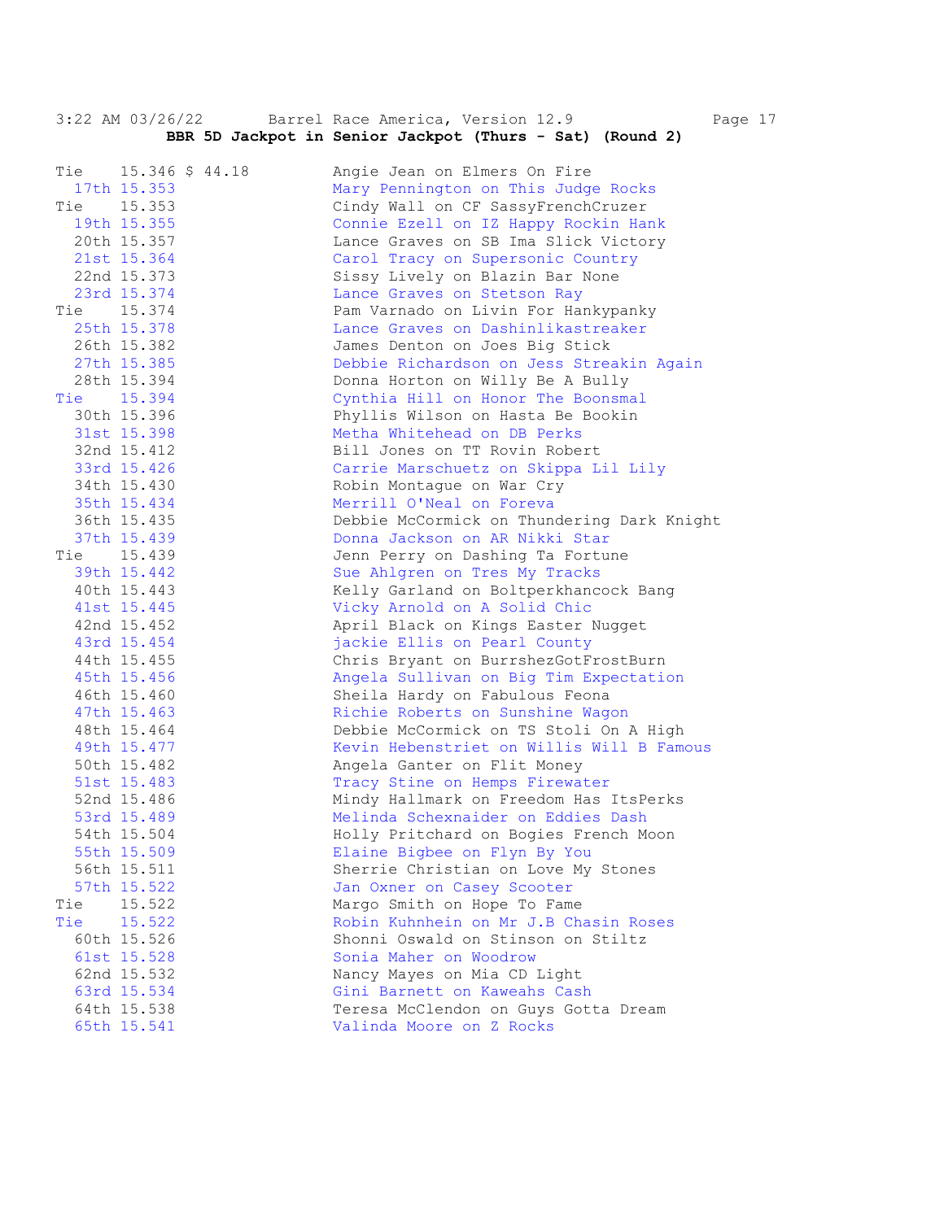**BBR 5D Jackpot in Senior Jackpot (Thurs - Sat) (Round 2)**

| Place | Time | Payout | Rider / Horse |
|---|---|---|---|
| Tie | 15.346 | $ 44.18 | Angie Jean on Elmers On Fire |
| 17th | 15.353 | | Mary Pennington on This Judge Rocks |
| Tie | 15.353 | | Cindy Wall on CF SassyFrenchCruzer |
| 19th | 15.355 | | Connie Ezell on IZ Happy Rockin Hank |
| 20th | 15.357 | | Lance Graves on SB Ima Slick Victory |
| 21st | 15.364 | | Carol Tracy on Supersonic Country |
| 22nd | 15.373 | | Sissy Lively on Blazin Bar None |
| 23rd | 15.374 | | Lance Graves on Stetson Ray |
| Tie | 15.374 | | Pam Varnado on Livin For Hankypanky |
| 25th | 15.378 | | Lance Graves on Dashinlikastreaker |
| 26th | 15.382 | | James Denton on Joes Big Stick |
| 27th | 15.385 | | Debbie Richardson on Jess Streakin Again |
| 28th | 15.394 | | Donna Horton on Willy Be A Bully |
| Tie | 15.394 | | Cynthia Hill on Honor The Boonsmal |
| 30th | 15.396 | | Phyllis Wilson on Hasta Be Bookin |
| 31st | 15.398 | | Metha Whitehead on DB Perks |
| 32nd | 15.412 | | Bill Jones on TT Rovin Robert |
| 33rd | 15.426 | | Carrie Marschuetz on Skippa Lil Lily |
| 34th | 15.430 | | Robin Montague on War Cry |
| 35th | 15.434 | | Merrill O'Neal on Foreva |
| 36th | 15.435 | | Debbie McCormick on Thundering Dark Knight |
| 37th | 15.439 | | Donna Jackson on AR Nikki Star |
| Tie | 15.439 | | Jenn Perry on Dashing Ta Fortune |
| 39th | 15.442 | | Sue Ahlgren on Tres My Tracks |
| 40th | 15.443 | | Kelly Garland on Boltperkhancock Bang |
| 41st | 15.445 | | Vicky Arnold on A Solid Chic |
| 42nd | 15.452 | | April Black on Kings Easter Nugget |
| 43rd | 15.454 | | jackie Ellis on Pearl County |
| 44th | 15.455 | | Chris Bryant on BurrshezGotFrostBurn |
| 45th | 15.456 | | Angela Sullivan on Big Tim Expectation |
| 46th | 15.460 | | Sheila Hardy on Fabulous Feona |
| 47th | 15.463 | | Richie Roberts on Sunshine Wagon |
| 48th | 15.464 | | Debbie McCormick on TS Stoli On A High |
| 49th | 15.477 | | Kevin Hebenstriet on Willis Will B Famous |
| 50th | 15.482 | | Angela Ganter on Flit Money |
| 51st | 15.483 | | Tracy Stine on Hemps Firewater |
| 52nd | 15.486 | | Mindy Hallmark on Freedom Has ItsPerks |
| 53rd | 15.489 | | Melinda Schexnaider on Eddies Dash |
| 54th | 15.504 | | Holly Pritchard on Bogies French Moon |
| 55th | 15.509 | | Elaine Bigbee on Flyn By You |
| 56th | 15.511 | | Sherrie Christian on Love My Stones |
| 57th | 15.522 | | Jan Oxner on Casey Scooter |
| Tie | 15.522 | | Margo Smith on Hope To Fame |
| Tie | 15.522 | | Robin Kuhnhein on Mr J.B Chasin Roses |
| 60th | 15.526 | | Shonni Oswald on Stinson on Stiltz |
| 61st | 15.528 | | Sonia Maher on Woodrow |
| 62nd | 15.532 | | Nancy Mayes on Mia CD Light |
| 63rd | 15.534 | | Gini Barnett on Kaweahs Cash |
| 64th | 15.538 | | Teresa McClendon on Guys Gotta Dream |
| 65th | 15.541 | | Valinda Moore on Z Rocks |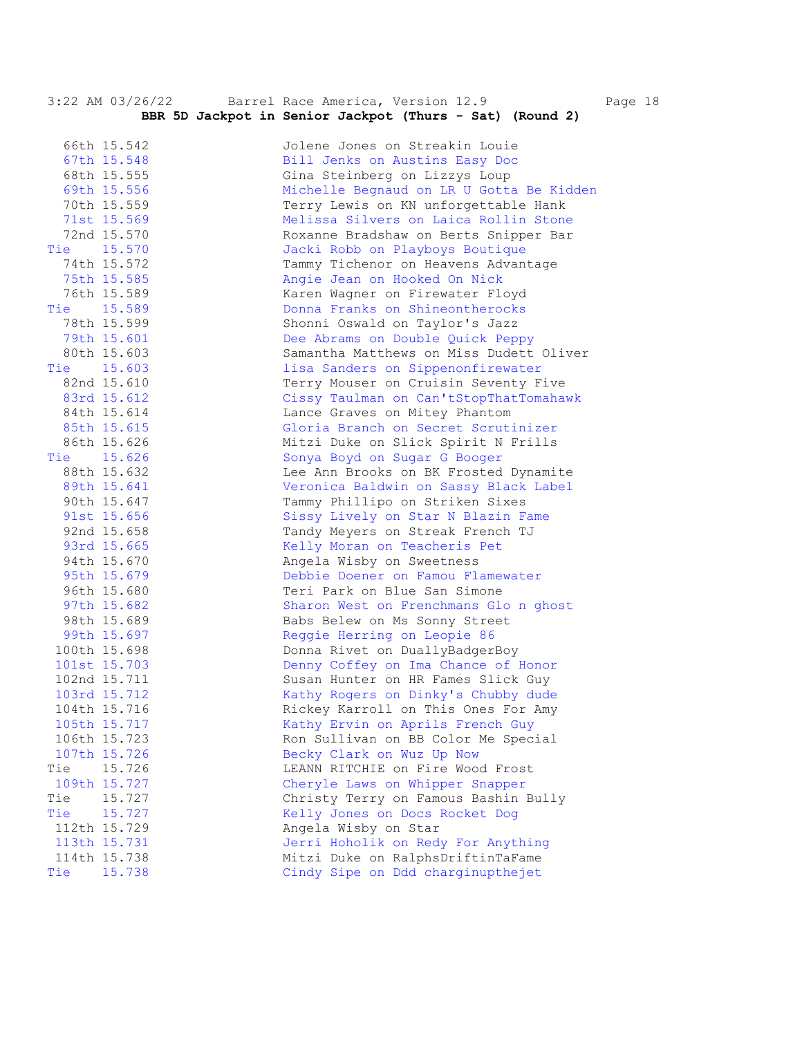**BBR 5D Jackpot in Senior Jackpot (Thurs - Sat) (Round 2)**

| Place | Time | Rider on Horse |
|---|---|---|
| 66th | 15.542 | Jolene Jones on Streakin Louie |
| 67th | 15.548 | Bill Jenks on Austins Easy Doc |
| 68th | 15.555 | Gina Steinberg on Lizzys Loup |
| 69th | 15.556 | Michelle Begnaud on LR U Gotta Be Kidden |
| 70th | 15.559 | Terry Lewis on KN unforgettable Hank |
| 71st | 15.569 | Melissa Silvers on Laica Rollin Stone |
| 72nd | 15.570 | Roxanne Bradshaw on Berts Snipper Bar |
| Tie | 15.570 | Jacki Robb on Playboys Boutique |
| 74th | 15.572 | Tammy Tichenor on Heavens Advantage |
| 75th | 15.585 | Angie Jean on Hooked On Nick |
| 76th | 15.589 | Karen Wagner on Firewater Floyd |
| Tie | 15.589 | Donna Franks on Shineontherocks |
| 78th | 15.599 | Shonni Oswald on Taylor's Jazz |
| 79th | 15.601 | Dee Abrams on Double Quick Peppy |
| 80th | 15.603 | Samantha Matthews on Miss Dudett Oliver |
| Tie | 15.603 | lisa Sanders on Sippenonfirewater |
| 82nd | 15.610 | Terry Mouser on Cruisin Seventy Five |
| 83rd | 15.612 | Cissy Taulman on Can'tStopThatTomahawk |
| 84th | 15.614 | Lance Graves on Mitey Phantom |
| 85th | 15.615 | Gloria Branch on Secret Scrutinizer |
| 86th | 15.626 | Mitzi Duke on Slick Spirit N Frills |
| Tie | 15.626 | Sonya Boyd on Sugar G Booger |
| 88th | 15.632 | Lee Ann Brooks on BK Frosted Dynamite |
| 89th | 15.641 | Veronica Baldwin on Sassy Black Label |
| 90th | 15.647 | Tammy Phillipo on Striken Sixes |
| 91st | 15.656 | Sissy Lively on Star N Blazin Fame |
| 92nd | 15.658 | Tandy Meyers on Streak French TJ |
| 93rd | 15.665 | Kelly Moran on Teacheris Pet |
| 94th | 15.670 | Angela Wisby on Sweetness |
| 95th | 15.679 | Debbie Doener on Famou Flamewater |
| 96th | 15.680 | Teri Park on Blue San Simone |
| 97th | 15.682 | Sharon West on Frenchmans Glo n ghost |
| 98th | 15.689 | Babs Belew on Ms Sonny Street |
| 99th | 15.697 | Reggie Herring on Leopie 86 |
| 100th | 15.698 | Donna Rivet on DuallyBadgerBoy |
| 101st | 15.703 | Denny Coffey on Ima Chance of Honor |
| 102nd | 15.711 | Susan Hunter on HR Fames Slick Guy |
| 103rd | 15.712 | Kathy Rogers on Dinky's Chubby dude |
| 104th | 15.716 | Rickey Karroll on This Ones For Amy |
| 105th | 15.717 | Kathy Ervin on Aprils French Guy |
| 106th | 15.723 | Ron Sullivan on BB Color Me Special |
| 107th | 15.726 | Becky Clark on Wuz Up Now |
| Tie | 15.726 | LEANN RITCHIE on Fire Wood Frost |
| 109th | 15.727 | Cheryle Laws on Whipper Snapper |
| Tie | 15.727 | Christy Terry on Famous Bashin Bully |
| Tie | 15.727 | Kelly Jones on Docs Rocket Dog |
| 112th | 15.729 | Angela Wisby on Star |
| 113th | 15.731 | Jerri Hoholik on Redy For Anything |
| 114th | 15.738 | Mitzi Duke on RalphsDriftinTaFame |
| Tie | 15.738 | Cindy Sipe on Ddd charginupthejet |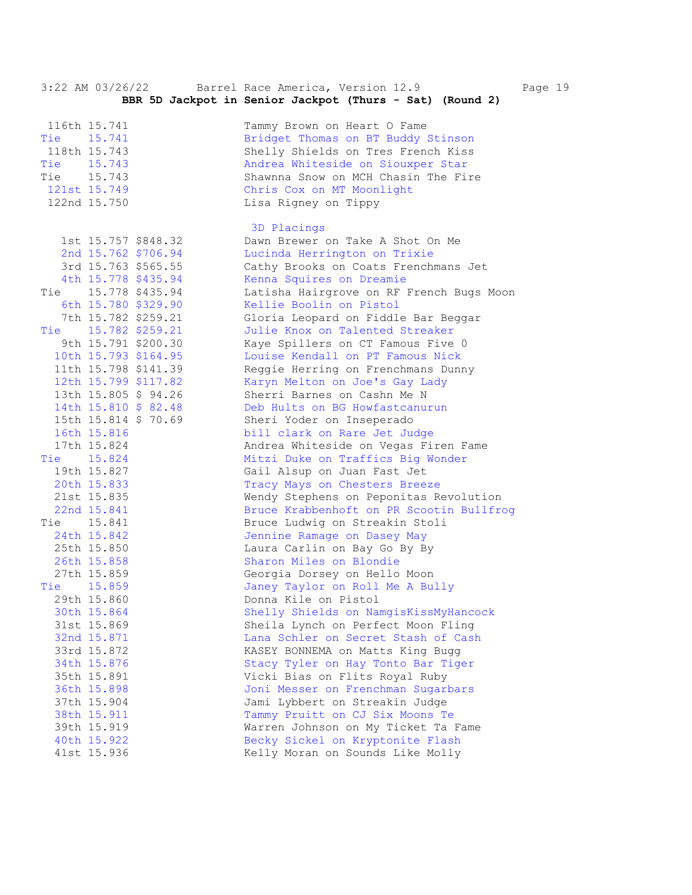**BBR 5D Jackpot in Senior Jackpot (Thurs - Sat) (Round 2)**

| Place | Time | Payout | Rider |
|---|---|---|---|
| 116th | 15.741 | | Tammy Brown on Heart O Fame |
| Tie | 15.741 | | Bridget Thomas on BT Buddy Stinson |
| 118th | 15.743 | | Shelly Shields on Tres French Kiss |
| Tie | 15.743 | | Andrea Whiteside on Siouxper Star |
| Tie | 15.743 | | Shawnna Snow on MCH Chasin The Fire |
| 121st | 15.749 | | Chris Cox on MT Moonlight |
| 122nd | 15.750 | | Lisa Rigney on Tippy |

**3D Placings**

| Place | Time | Payout | Rider |
|---|---|---|---|
| 1st | 15.757 | $848.32 | Dawn Brewer on Take A Shot On Me |
| 2nd | 15.762 | $706.94 | Lucinda Herrington on Trixie |
| 3rd | 15.763 | $565.55 | Cathy Brooks on Coats Frenchmans Jet |
| 4th | 15.778 | $435.94 | Kenna Squires on Dreamie |
| Tie | 15.778 | $435.94 | Latisha Hairgrove on RF French Bugs Moon |
| 6th | 15.780 | $329.90 | Kellie Boolin on Pistol |
| 7th | 15.782 | $259.21 | Gloria Leopard on Fiddle Bar Beggar |
| Tie | 15.782 | $259.21 | Julie Knox on Talented Streaker |
| 9th | 15.791 | $200.30 | Kaye Spillers on CT Famous Five 0 |
| 10th | 15.793 | $164.95 | Louise Kendall on PT Famous Nick |
| 11th | 15.798 | $141.39 | Reggie Herring on Frenchmans Dunny |
| 12th | 15.799 | $117.82 | Karyn Melton on Joe's Gay Lady |
| 13th | 15.805 | $ 94.26 | Sherri Barnes on Cashn Me N |
| 14th | 15.810 | $ 82.48 | Deb Hults on BG Howfastcanurun |
| 15th | 15.814 | $ 70.69 | Sheri Yoder on Inseperado |
| 16th | 15.816 | | bill clark on Rare Jet Judge |
| 17th | 15.824 | | Andrea Whiteside on Vegas Firen Fame |
| Tie | 15.824 | | Mitzi Duke on Traffics Big Wonder |
| 19th | 15.827 | | Gail Alsup on Juan Fast Jet |
| 20th | 15.833 | | Tracy Mays on Chesters Breeze |
| 21st | 15.835 | | Wendy Stephens on Peponitas Revolution |
| 22nd | 15.841 | | Bruce Krabbenhoft on PR Scootin Bullfrog |
| Tie | 15.841 | | Bruce Ludwig on Streakin Stoli |
| 24th | 15.842 | | Jennine Ramage on Dasey May |
| 25th | 15.850 | | Laura Carlin on Bay Go By By |
| 26th | 15.858 | | Sharon Miles on Blondie |
| 27th | 15.859 | | Georgia Dorsey on Hello Moon |
| Tie | 15.859 | | Janey Taylor on Roll Me A Bully |
| 29th | 15.860 | | Donna Kile on Pistol |
| 30th | 15.864 | | Shelly Shields on NamgisKissMyHancock |
| 31st | 15.869 | | Sheila Lynch on Perfect Moon Fling |
| 32nd | 15.871 | | Lana Schler on Secret Stash of Cash |
| 33rd | 15.872 | | KASEY BONNEMA on Matts King Bugg |
| 34th | 15.876 | | Stacy Tyler on Hay Tonto Bar Tiger |
| 35th | 15.891 | | Vicki Bias on Flits Royal Ruby |
| 36th | 15.898 | | Joni Messer on Frenchman Sugarbars |
| 37th | 15.904 | | Jami Lybbert on Streakin Judge |
| 38th | 15.911 | | Tammy Pruitt on CJ Six Moons Te |
| 39th | 15.919 | | Warren Johnson on My Ticket Ta Fame |
| 40th | 15.922 | | Becky Sickel on Kryptonite Flash |
| 41st | 15.936 | | Kelly Moran on Sounds Like Molly |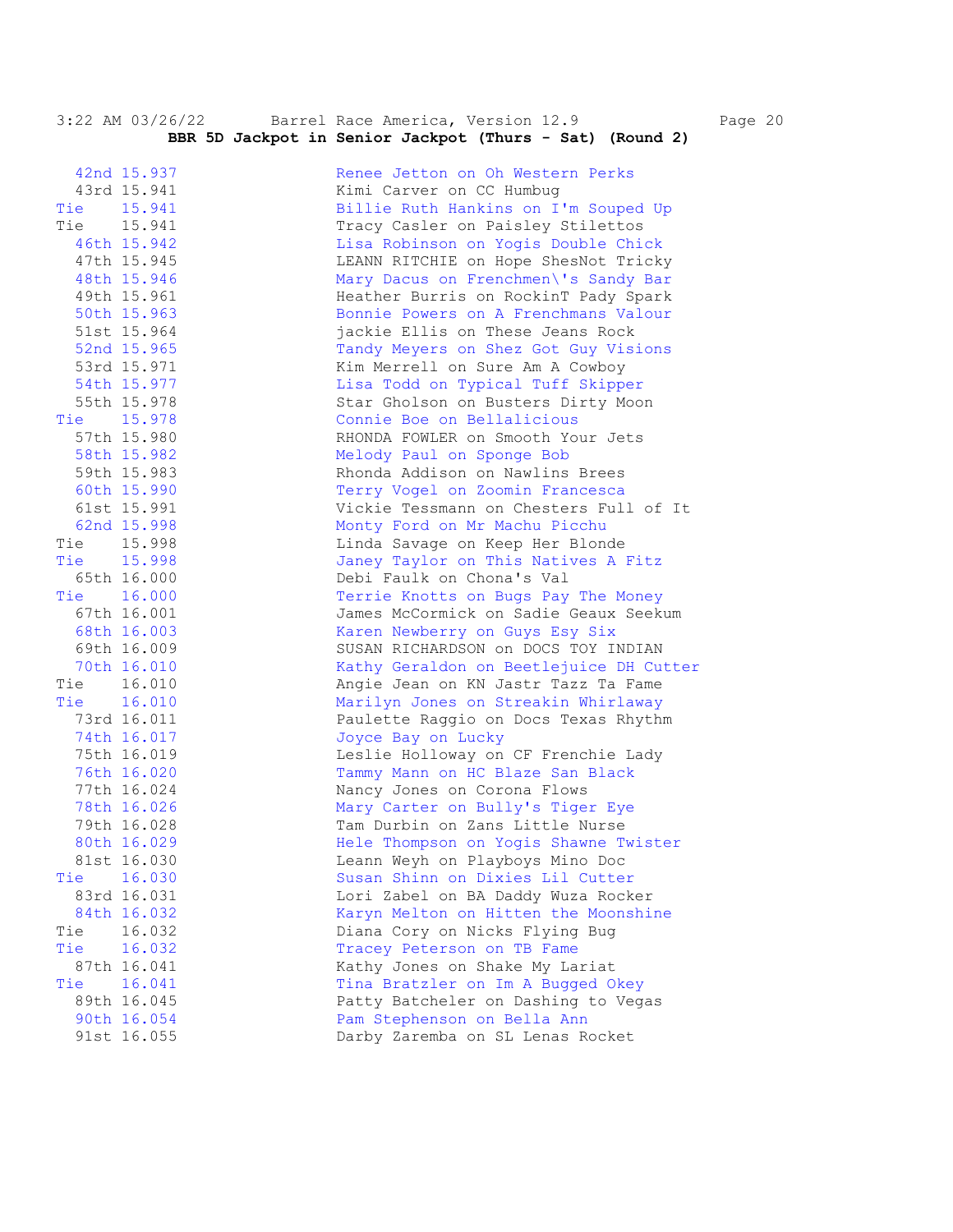**BBR 5D Jackpot in Senior Jackpot (Thurs - Sat) (Round 2)**

| Place | Time | Rider on Horse |
|---|---|---|
| 42nd | 15.937 | Renee Jetton on Oh Western Perks |
| 43rd | 15.941 | Kimi Carver on CC Humbug |
| Tie | 15.941 | Billie Ruth Hankins on I'm Souped Up |
| Tie | 15.941 | Tracy Casler on Paisley Stilettos |
| 46th | 15.942 | Lisa Robinson on Yogis Double Chick |
| 47th | 15.945 | LEANN RITCHIE on Hope ShesNot Tricky |
| 48th | 15.946 | Mary Dacus on Frenchmen\'s Sandy Bar |
| 49th | 15.961 | Heather Burris on RockinT Pady Spark |
| 50th | 15.963 | Bonnie Powers on A Frenchmans Valour |
| 51st | 15.964 | jackie Ellis on These Jeans Rock |
| 52nd | 15.965 | Tandy Meyers on Shez Got Guy Visions |
| 53rd | 15.971 | Kim Merrell on Sure Am A Cowboy |
| 54th | 15.977 | Lisa Todd on Typical Tuff Skipper |
| 55th | 15.978 | Star Gholson on Busters Dirty Moon |
| Tie | 15.978 | Connie Boe on Bellalicious |
| 57th | 15.980 | RHONDA FOWLER on Smooth Your Jets |
| 58th | 15.982 | Melody Paul on Sponge Bob |
| 59th | 15.983 | Rhonda Addison on Nawlins Brees |
| 60th | 15.990 | Terry Vogel on Zoomin Francesca |
| 61st | 15.991 | Vickie Tessmann on Chesters Full of It |
| 62nd | 15.998 | Monty Ford on Mr Machu Picchu |
| Tie | 15.998 | Linda Savage on Keep Her Blonde |
| Tie | 15.998 | Janey Taylor on This Natives A Fitz |
| 65th | 16.000 | Debi Faulk on Chona's Val |
| Tie | 16.000 | Terrie Knotts on Bugs Pay The Money |
| 67th | 16.001 | James McCormick on Sadie Geaux Seekum |
| 68th | 16.003 | Karen Newberry on Guys Esy Six |
| 69th | 16.009 | SUSAN RICHARDSON on DOCS TOY INDIAN |
| 70th | 16.010 | Kathy Geraldon on Beetlejuice DH Cutter |
| Tie | 16.010 | Angie Jean on KN Jastr Tazz Ta Fame |
| Tie | 16.010 | Marilyn Jones on Streakin Whirlaway |
| 73rd | 16.011 | Paulette Raggio on Docs Texas Rhythm |
| 74th | 16.017 | Joyce Bay on Lucky |
| 75th | 16.019 | Leslie Holloway on CF Frenchie Lady |
| 76th | 16.020 | Tammy Mann on HC Blaze San Black |
| 77th | 16.024 | Nancy Jones on Corona Flows |
| 78th | 16.026 | Mary Carter on Bully's Tiger Eye |
| 79th | 16.028 | Tam Durbin on Zans Little Nurse |
| 80th | 16.029 | Hele Thompson on Yogis Shawne Twister |
| 81st | 16.030 | Leann Weyh on Playboys Mino Doc |
| Tie | 16.030 | Susan Shinn on Dixies Lil Cutter |
| 83rd | 16.031 | Lori Zabel on BA Daddy Wuza Rocker |
| 84th | 16.032 | Karyn Melton on Hitten the Moonshine |
| Tie | 16.032 | Diana Cory on Nicks Flying Bug |
| Tie | 16.032 | Tracey Peterson on TB Fame |
| 87th | 16.041 | Kathy Jones on Shake My Lariat |
| Tie | 16.041 | Tina Bratzler on Im A Bugged Okey |
| 89th | 16.045 | Patty Batcheler on Dashing to Vegas |
| 90th | 16.054 | Pam Stephenson on Bella Ann |
| 91st | 16.055 | Darby Zaremba on SL Lenas Rocket |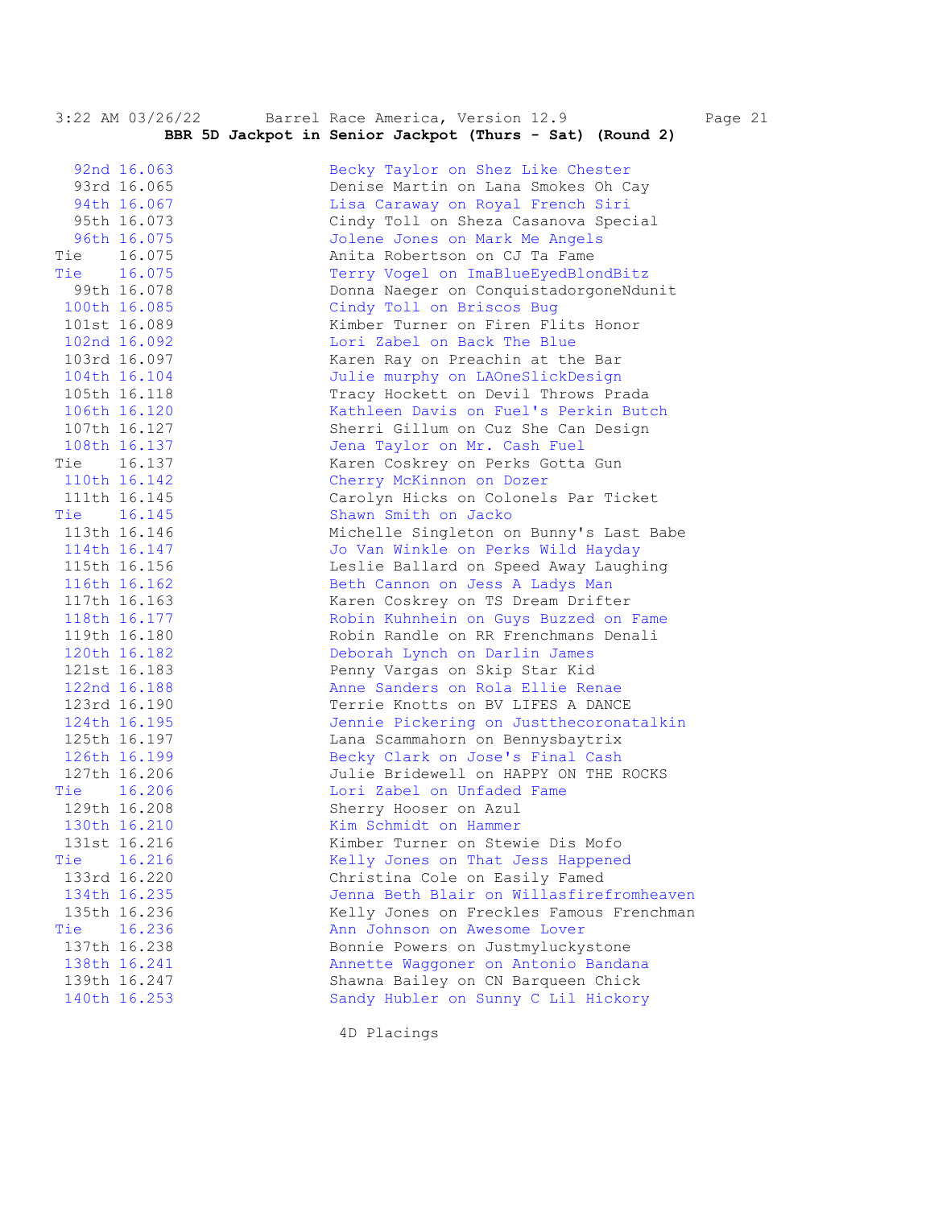**BBR 5D Jackpot in Senior Jackpot (Thurs - Sat) (Round 2)**

| Place | Time | Rider on Horse |
|---|---|---|
| 92nd | 16.063 | Becky Taylor on Shez Like Chester |
| 93rd | 16.065 | Denise Martin on Lana Smokes Oh Cay |
| 94th | 16.067 | Lisa Caraway on Royal French Siri |
| 95th | 16.073 | Cindy Toll on Sheza Casanova Special |
| 96th | 16.075 | Jolene Jones on Mark Me Angels |
| Tie | 16.075 | Anita Robertson on CJ Ta Fame |
| Tie | 16.075 | Terry Vogel on ImaBlueEyedBlondBitz |
| 99th | 16.078 | Donna Naeger on ConquistadorgoneNdunit |
| 100th | 16.085 | Cindy Toll on Briscos Bug |
| 101st | 16.089 | Kimber Turner on Firen Flits Honor |
| 102nd | 16.092 | Lori Zabel on Back The Blue |
| 103rd | 16.097 | Karen Ray on Preachin at the Bar |
| 104th | 16.104 | Julie murphy on LAOneSlickDesign |
| 105th | 16.118 | Tracy Hockett on Devil Throws Prada |
| 106th | 16.120 | Kathleen Davis on Fuel's Perkin Butch |
| 107th | 16.127 | Sherri Gillum on Cuz She Can Design |
| 108th | 16.137 | Jena Taylor on Mr. Cash Fuel |
| Tie | 16.137 | Karen Coskrey on Perks Gotta Gun |
| 110th | 16.142 | Cherry McKinnon on Dozer |
| 111th | 16.145 | Carolyn Hicks on Colonels Par Ticket |
| Tie | 16.145 | Shawn Smith on Jacko |
| 113th | 16.146 | Michelle Singleton on Bunny's Last Babe |
| 114th | 16.147 | Jo Van Winkle on Perks Wild Hayday |
| 115th | 16.156 | Leslie Ballard on Speed Away Laughing |
| 116th | 16.162 | Beth Cannon on Jess A Ladys Man |
| 117th | 16.163 | Karen Coskrey on TS Dream Drifter |
| 118th | 16.177 | Robin Kuhnhein on Guys Buzzed on Fame |
| 119th | 16.180 | Robin Randle on RR Frenchmans Denali |
| 120th | 16.182 | Deborah Lynch on Darlin James |
| 121st | 16.183 | Penny Vargas on Skip Star Kid |
| 122nd | 16.188 | Anne Sanders on Rola Ellie Renae |
| 123rd | 16.190 | Terrie Knotts on BV LIFES A DANCE |
| 124th | 16.195 | Jennie Pickering on Justthecoronatalkin |
| 125th | 16.197 | Lana Scammahorn on Bennysbaytrix |
| 126th | 16.199 | Becky Clark on Jose's Final Cash |
| 127th | 16.206 | Julie Bridewell on HAPPY ON THE ROCKS |
| Tie | 16.206 | Lori Zabel on Unfaded Fame |
| 129th | 16.208 | Sherry Hooser on Azul |
| 130th | 16.210 | Kim Schmidt on Hammer |
| 131st | 16.216 | Kimber Turner on Stewie Dis Mofo |
| Tie | 16.216 | Kelly Jones on That Jess Happened |
| 133rd | 16.220 | Christina Cole on Easily Famed |
| 134th | 16.235 | Jenna Beth Blair on Willasfirefromheaven |
| 135th | 16.236 | Kelly Jones on Freckles Famous Frenchman |
| Tie | 16.236 | Ann Johnson on Awesome Lover |
| 137th | 16.238 | Bonnie Powers on Justmyluckystone |
| 138th | 16.241 | Annette Waggoner on Antonio Bandana |
| 139th | 16.247 | Shawna Bailey on CN Barqueen Chick |
| 140th | 16.253 | Sandy Hubler on Sunny C Lil Hickory |

4D Placings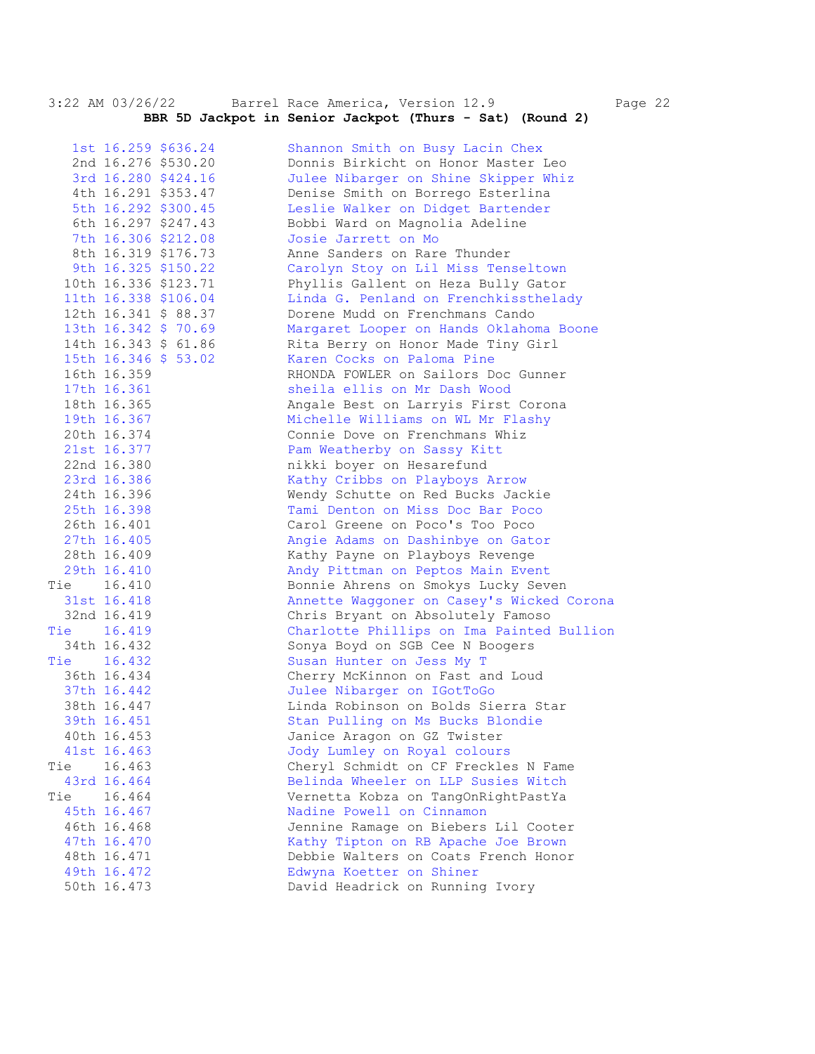**BBR 5D Jackpot in Senior Jackpot (Thurs - Sat) (Round 2)**

| Place | Time | Payout | Rider on Horse |
|---|---|---|---|
| 1st | 16.259 | $636.24 | Shannon Smith on Busy Lacin Chex |
| 2nd | 16.276 | $530.20 | Donnis Birkicht on Honor Master Leo |
| 3rd | 16.280 | $424.16 | Julee Nibarger on Shine Skipper Whiz |
| 4th | 16.291 | $353.47 | Denise Smith on Borrego Esterlina |
| 5th | 16.292 | $300.45 | Leslie Walker on Didget Bartender |
| 6th | 16.297 | $247.43 | Bobbi Ward on Magnolia Adeline |
| 7th | 16.306 | $212.08 | Josie Jarrett on Mo |
| 8th | 16.319 | $176.73 | Anne Sanders on Rare Thunder |
| 9th | 16.325 | $150.22 | Carolyn Stoy on Lil Miss Tenseltown |
| 10th | 16.336 | $123.71 | Phyllis Gallent on Heza Bully Gator |
| 11th | 16.338 | $106.04 | Linda G. Penland on Frenchkissthelady |
| 12th | 16.341 | $ 88.37 | Dorene Mudd on Frenchmans Cando |
| 13th | 16.342 | $ 70.69 | Margaret Looper on Hands Oklahoma Boone |
| 14th | 16.343 | $ 61.86 | Rita Berry on Honor Made Tiny Girl |
| 15th | 16.346 | $ 53.02 | Karen Cocks on Paloma Pine |
| 16th | 16.359 | | RHONDA FOWLER on Sailors Doc Gunner |
| 17th | 16.361 | | sheila ellis on Mr Dash Wood |
| 18th | 16.365 | | Angale Best on Larryis First Corona |
| 19th | 16.367 | | Michelle Williams on WL Mr Flashy |
| 20th | 16.374 | | Connie Dove on Frenchmans Whiz |
| 21st | 16.377 | | Pam Weatherby on Sassy Kitt |
| 22nd | 16.380 | | nikki boyer on Hesarefund |
| 23rd | 16.386 | | Kathy Cribbs on Playboys Arrow |
| 24th | 16.396 | | Wendy Schutte on Red Bucks Jackie |
| 25th | 16.398 | | Tami Denton on Miss Doc Bar Poco |
| 26th | 16.401 | | Carol Greene on Poco's Too Poco |
| 27th | 16.405 | | Angie Adams on Dashinbye on Gator |
| 28th | 16.409 | | Kathy Payne on Playboys Revenge |
| 29th | 16.410 | | Andy Pittman on Peptos Main Event |
| Tie | 16.410 | | Bonnie Ahrens on Smokys Lucky Seven |
| 31st | 16.418 | | Annette Waggoner on Casey's Wicked Corona |
| 32nd | 16.419 | | Chris Bryant on Absolutely Famoso |
| Tie | 16.419 | | Charlotte Phillips on Ima Painted Bullion |
| 34th | 16.432 | | Sonya Boyd on SGB Cee N Boogers |
| Tie | 16.432 | | Susan Hunter on Jess My T |
| 36th | 16.434 | | Cherry McKinnon on Fast and Loud |
| 37th | 16.442 | | Julee Nibarger on IGotToGo |
| 38th | 16.447 | | Linda Robinson on Bolds Sierra Star |
| 39th | 16.451 | | Stan Pulling on Ms Bucks Blondie |
| 40th | 16.453 | | Janice Aragon on GZ Twister |
| 41st | 16.463 | | Jody Lumley on Royal colours |
| Tie | 16.463 | | Cheryl Schmidt on CF Freckles N Fame |
| 43rd | 16.464 | | Belinda Wheeler on LLP Susies Witch |
| Tie | 16.464 | | Vernetta Kobza on TangOnRightPastYa |
| 45th | 16.467 | | Nadine Powell on Cinnamon |
| 46th | 16.468 | | Jennine Ramage on Biebers Lil Cooter |
| 47th | 16.470 | | Kathy Tipton on RB Apache Joe Brown |
| 48th | 16.471 | | Debbie Walters on Coats French Honor |
| 49th | 16.472 | | Edwyna Koetter on Shiner |
| 50th | 16.473 | | David Headrick on Running Ivory |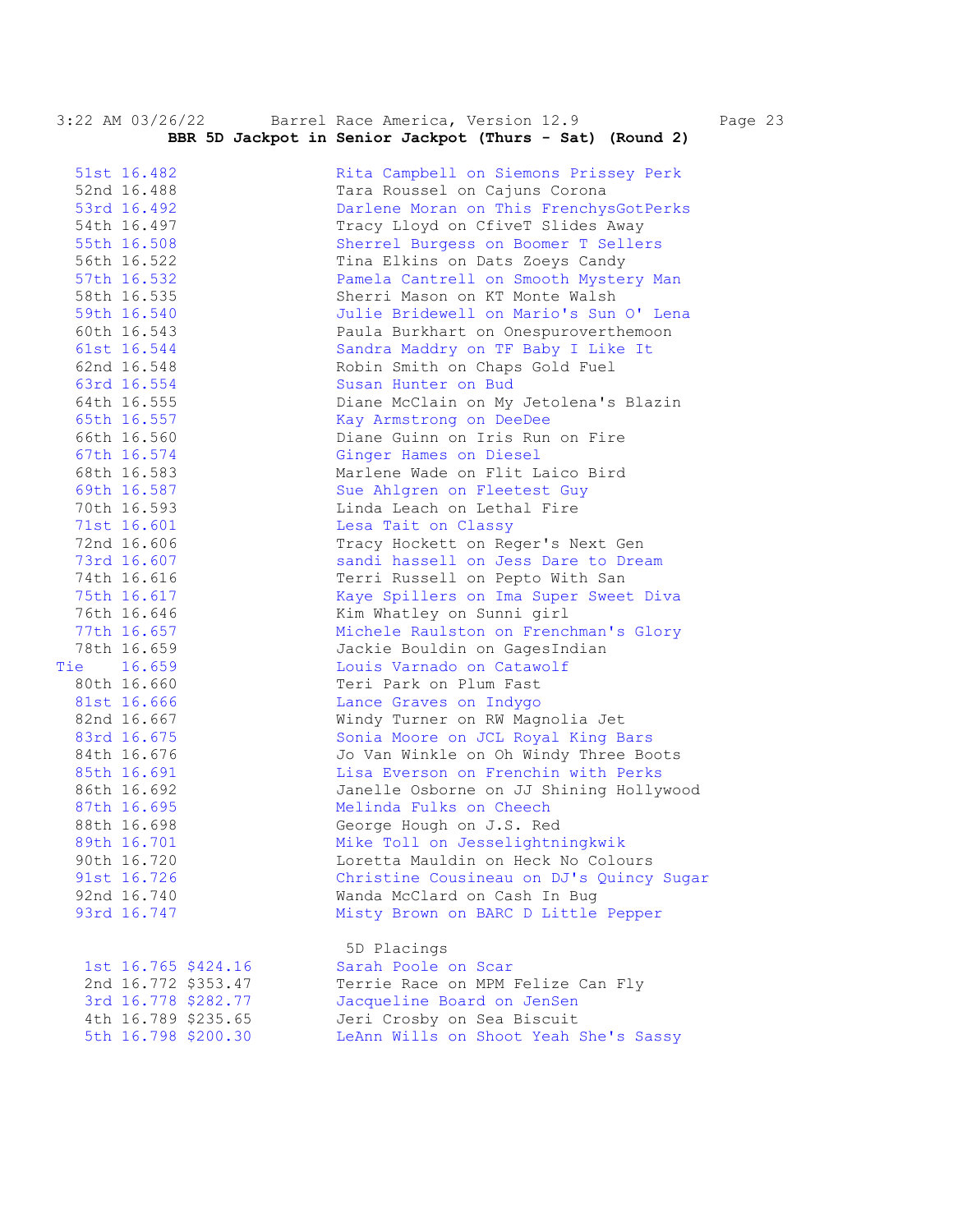**BBR 5D Jackpot in Senior Jackpot (Thurs - Sat) (Round 2)**

| Place | Time | Rider / Horse |
|---|---|---|
| 51st | 16.482 | Rita Campbell on Siemons Prissey Perk |
| 52nd | 16.488 | Tara Roussel on Cajuns Corona |
| 53rd | 16.492 | Darlene Moran on This FrenchysGotPerks |
| 54th | 16.497 | Tracy Lloyd on CfiveT Slides Away |
| 55th | 16.508 | Sherrel Burgess on Boomer T Sellers |
| 56th | 16.522 | Tina Elkins on Dats Zoeys Candy |
| 57th | 16.532 | Pamela Cantrell on Smooth Mystery Man |
| 58th | 16.535 | Sherri Mason on KT Monte Walsh |
| 59th | 16.540 | Julie Bridewell on Mario's Sun O' Lena |
| 60th | 16.543 | Paula Burkhart on Onespuroverthemoon |
| 61st | 16.544 | Sandra Maddry on TF Baby I Like It |
| 62nd | 16.548 | Robin Smith on Chaps Gold Fuel |
| 63rd | 16.554 | Susan Hunter on Bud |
| 64th | 16.555 | Diane McClain on My Jetolena's Blazin |
| 65th | 16.557 | Kay Armstrong on DeeDee |
| 66th | 16.560 | Diane Guinn on Iris Run on Fire |
| 67th | 16.574 | Ginger Hames on Diesel |
| 68th | 16.583 | Marlene Wade on Flit Laico Bird |
| 69th | 16.587 | Sue Ahlgren on Fleetest Guy |
| 70th | 16.593 | Linda Leach on Lethal Fire |
| 71st | 16.601 | Lesa Tait on Classy |
| 72nd | 16.606 | Tracy Hockett on Reger's Next Gen |
| 73rd | 16.607 | sandi hassell on Jess Dare to Dream |
| 74th | 16.616 | Terri Russell on Pepto With San |
| 75th | 16.617 | Kaye Spillers on Ima Super Sweet Diva |
| 76th | 16.646 | Kim Whatley on Sunni girl |
| 77th | 16.657 | Michele Raulston on Frenchman's Glory |
| 78th | 16.659 | Jackie Bouldin on GagesIndian |
| Tie | 16.659 | Louis Varnado on Catawolf |
| 80th | 16.660 | Teri Park on Plum Fast |
| 81st | 16.666 | Lance Graves on Indygo |
| 82nd | 16.667 | Windy Turner on RW Magnolia Jet |
| 83rd | 16.675 | Sonia Moore on JCL Royal King Bars |
| 84th | 16.676 | Jo Van Winkle on Oh Windy Three Boots |
| 85th | 16.691 | Lisa Everson on Frenchin with Perks |
| 86th | 16.692 | Janelle Osborne on JJ Shining Hollywood |
| 87th | 16.695 | Melinda Fulks on Cheech |
| 88th | 16.698 | George Hough on J.S. Red |
| 89th | 16.701 | Mike Toll on Jesselightningkwik |
| 90th | 16.720 | Loretta Mauldin on Heck No Colours |
| 91st | 16.726 | Christine Cousineau on DJ's Quincy Sugar |
| 92nd | 16.740 | Wanda McClard on Cash In Bug |
| 93rd | 16.747 | Misty Brown on BARC D Little Pepper |

5D Placings

| Place | Time | Payout | Rider / Horse |
|---|---|---|---|
| 1st | 16.765 | $424.16 | Sarah Poole on Scar |
| 2nd | 16.772 | $353.47 | Terrie Race on MPM Felize Can Fly |
| 3rd | 16.778 | $282.77 | Jacqueline Board on JenSen |
| 4th | 16.789 | $235.65 | Jeri Crosby on Sea Biscuit |
| 5th | 16.798 | $200.30 | LeAnn Wills on Shoot Yeah She's Sassy |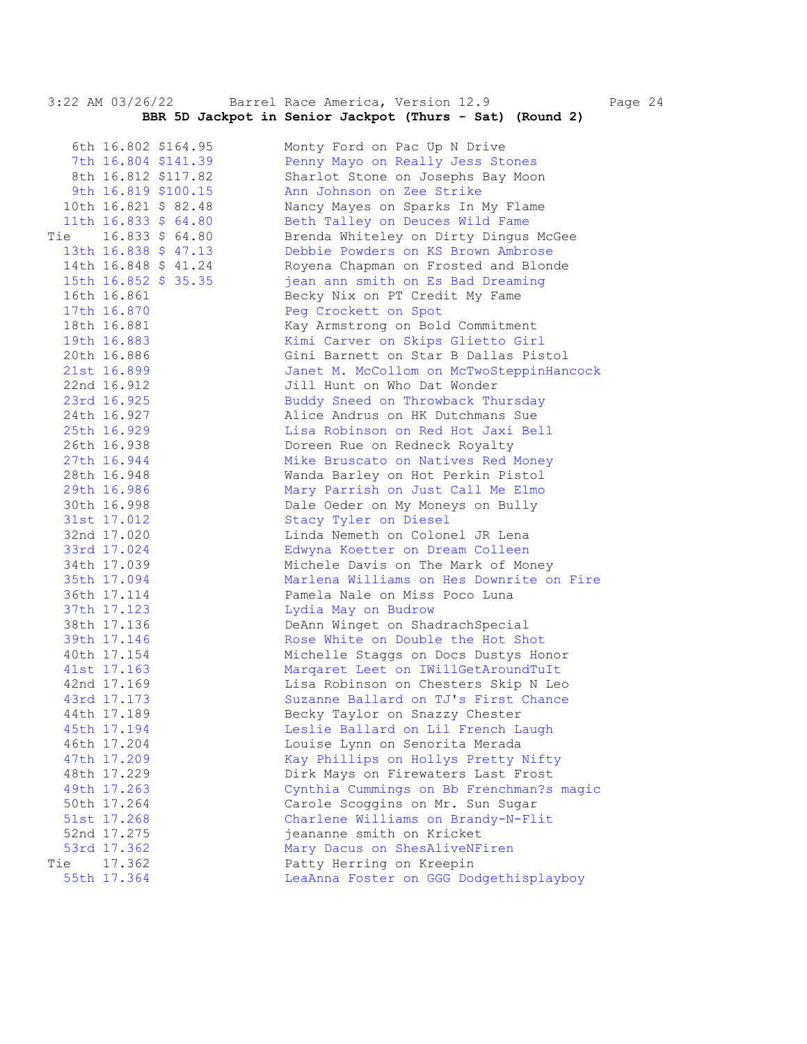3:22 AM 03/26/22 Barrel Race America, Version 12.9

**BBR 5D Jackpot in Senior Jackpot (Thurs - Sat) (Round 2)**

| Place | Time | Payout | Rider / Horse |
|---|---|---|---|
| 6th | 16.802 | $164.95 | Monty Ford on Pac Up N Drive |
| 7th | 16.804 | $141.39 | Penny Mayo on Really Jess Stones |
| 8th | 16.812 | $117.82 | Sharlot Stone on Josephs Bay Moon |
| 9th | 16.819 | $100.15 | Ann Johnson on Zee Strike |
| 10th | 16.821 | $ 82.48 | Nancy Mayes on Sparks In My Flame |
| 11th | 16.833 | $ 64.80 | Beth Talley on Deuces Wild Fame |
| Tie | 16.833 | $ 64.80 | Brenda Whiteley on Dirty Dingus McGee |
| 13th | 16.838 | $ 47.13 | Debbie Powders on KS Brown Ambrose |
| 14th | 16.848 | $ 41.24 | Royena Chapman on Frosted and Blonde |
| 15th | 16.852 | $ 35.35 | jean ann smith on Es Bad Dreaming |
| 16th | 16.861 | | Becky Nix on PT Credit My Fame |
| 17th | 16.870 | | Peg Crockett on Spot |
| 18th | 16.881 | | Kay Armstrong on Bold Commitment |
| 19th | 16.883 | | Kimi Carver on Skips Glietto Girl |
| 20th | 16.886 | | Gini Barnett on Star B Dallas Pistol |
| 21st | 16.899 | | Janet M. McCollom on McTwoSteppinHancock |
| 22nd | 16.912 | | Jill Hunt on Who Dat Wonder |
| 23rd | 16.925 | | Buddy Sneed on Throwback Thursday |
| 24th | 16.927 | | Alice Andrus on HK Dutchmans Sue |
| 25th | 16.929 | | Lisa Robinson on Red Hot Jaxi Bell |
| 26th | 16.938 | | Doreen Rue on Redneck Royalty |
| 27th | 16.944 | | Mike Bruscato on Natives Red Money |
| 28th | 16.948 | | Wanda Barley on Hot Perkin Pistol |
| 29th | 16.986 | | Mary Parrish on Just Call Me Elmo |
| 30th | 16.998 | | Dale Oeder on My Moneys on Bully |
| 31st | 17.012 | | Stacy Tyler on Diesel |
| 32nd | 17.020 | | Linda Nemeth on Colonel JR Lena |
| 33rd | 17.024 | | Edwyna Koetter on Dream Colleen |
| 34th | 17.039 | | Michele Davis on The Mark of Money |
| 35th | 17.094 | | Marlena Williams on Hes Downrite on Fire |
| 36th | 17.114 | | Pamela Nale on Miss Poco Luna |
| 37th | 17.123 | | Lydia May on Budrow |
| 38th | 17.136 | | DeAnn Winget on ShadrachSpecial |
| 39th | 17.146 | | Rose White on Double the Hot Shot |
| 40th | 17.154 | | Michelle Staggs on Docs Dustys Honor |
| 41st | 17.163 | | Marqaret Leet on IWillGetAroundTuIt |
| 42nd | 17.169 | | Lisa Robinson on Chesters Skip N Leo |
| 43rd | 17.173 | | Suzanne Ballard on TJ's First Chance |
| 44th | 17.189 | | Becky Taylor on Snazzy Chester |
| 45th | 17.194 | | Leslie Ballard on Lil French Laugh |
| 46th | 17.204 | | Louise Lynn on Senorita Merada |
| 47th | 17.209 | | Kay Phillips on Hollys Pretty Nifty |
| 48th | 17.229 | | Dirk Mays on Firewaters Last Frost |
| 49th | 17.263 | | Cynthia Cummings on Bb Frenchman?s magic |
| 50th | 17.264 | | Carole Scoggins on Mr. Sun Sugar |
| 51st | 17.268 | | Charlene Williams on Brandy-N-Flit |
| 52nd | 17.275 | | jeananne smith on Kricket |
| 53rd | 17.362 | | Mary Dacus on ShesAliveNFiren |
| Tie | 17.362 | | Patty Herring on Kreepin |
| 55th | 17.364 | | LeaAnna Foster on GGG Dodgethisplayboy |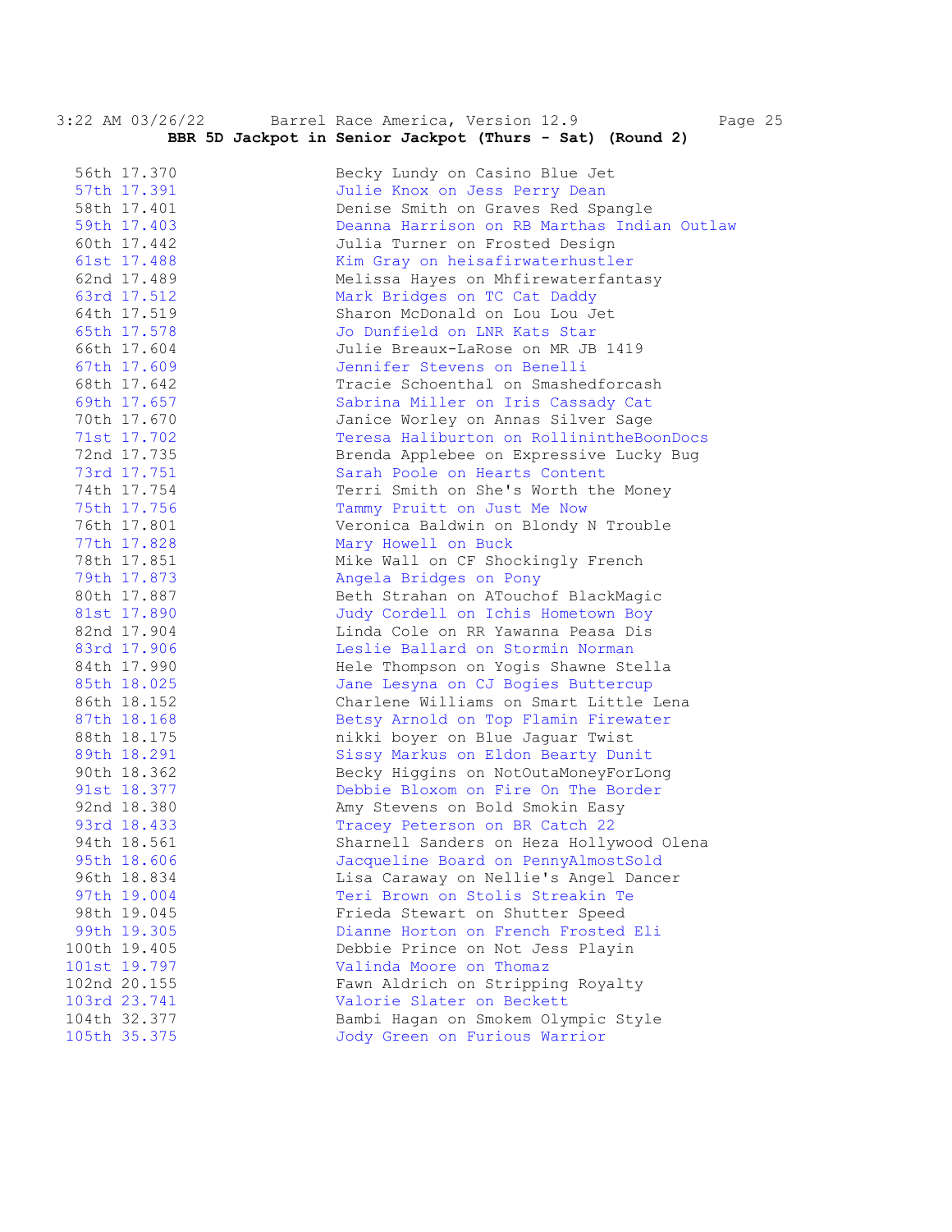**BBR 5D Jackpot in Senior Jackpot (Thurs - Sat) (Round 2)**

| Place | Time | Rider/Horse |
|---|---|---|
| 56th | 17.370 | Becky Lundy on Casino Blue Jet |
| 57th | 17.391 | Julie Knox on Jess Perry Dean |
| 58th | 17.401 | Denise Smith on Graves Red Spangle |
| 59th | 17.403 | Deanna Harrison on RB Marthas Indian Outlaw |
| 60th | 17.442 | Julia Turner on Frosted Design |
| 61st | 17.488 | Kim Gray on heisafirwaterhustler |
| 62nd | 17.489 | Melissa Hayes on Mhfirewaterfantasy |
| 63rd | 17.512 | Mark Bridges on TC Cat Daddy |
| 64th | 17.519 | Sharon McDonald on Lou Lou Jet |
| 65th | 17.578 | Jo Dunfield on LNR Kats Star |
| 66th | 17.604 | Julie Breaux-LaRose on MR JB 1419 |
| 67th | 17.609 | Jennifer Stevens on Benelli |
| 68th | 17.642 | Tracie Schoenthal on Smashedforcash |
| 69th | 17.657 | Sabrina Miller on Iris Cassady Cat |
| 70th | 17.670 | Janice Worley on Annas Silver Sage |
| 71st | 17.702 | Teresa Haliburton on RollinintheBoonDocs |
| 72nd | 17.735 | Brenda Applebee on Expressive Lucky Bug |
| 73rd | 17.751 | Sarah Poole on Hearts Content |
| 74th | 17.754 | Terri Smith on She's Worth the Money |
| 75th | 17.756 | Tammy Pruitt on Just Me Now |
| 76th | 17.801 | Veronica Baldwin on Blondy N Trouble |
| 77th | 17.828 | Mary Howell on Buck |
| 78th | 17.851 | Mike Wall on CF Shockingly French |
| 79th | 17.873 | Angela Bridges on Pony |
| 80th | 17.887 | Beth Strahan on ATouchof BlackMagic |
| 81st | 17.890 | Judy Cordell on Ichis Hometown Boy |
| 82nd | 17.904 | Linda Cole on RR Yawanna Peasa Dis |
| 83rd | 17.906 | Leslie Ballard on Stormin Norman |
| 84th | 17.990 | Hele Thompson on Yogis Shawne Stella |
| 85th | 18.025 | Jane Lesyna on CJ Bogies Buttercup |
| 86th | 18.152 | Charlene Williams on Smart Little Lena |
| 87th | 18.168 | Betsy Arnold on Top Flamin Firewater |
| 88th | 18.175 | nikki boyer on Blue Jaguar Twist |
| 89th | 18.291 | Sissy Markus on Eldon Bearty Dunit |
| 90th | 18.362 | Becky Higgins on NotOutaMoneyForLong |
| 91st | 18.377 | Debbie Bloxom on Fire On The Border |
| 92nd | 18.380 | Amy Stevens on Bold Smokin Easy |
| 93rd | 18.433 | Tracey Peterson on BR Catch 22 |
| 94th | 18.561 | Sharnell Sanders on Heza Hollywood Olena |
| 95th | 18.606 | Jacqueline Board on PennyAlmostSold |
| 96th | 18.834 | Lisa Caraway on Nellie's Angel Dancer |
| 97th | 19.004 | Teri Brown on Stolis Streakin Te |
| 98th | 19.045 | Frieda Stewart on Shutter Speed |
| 99th | 19.305 | Dianne Horton on French Frosted Eli |
| 100th | 19.405 | Debbie Prince on Not Jess Playin |
| 101st | 19.797 | Valinda Moore on Thomaz |
| 102nd | 20.155 | Fawn Aldrich on Stripping Royalty |
| 103rd | 23.741 | Valorie Slater on Beckett |
| 104th | 32.377 | Bambi Hagan on Smokem Olympic Style |
| 105th | 35.375 | Jody Green on Furious Warrior |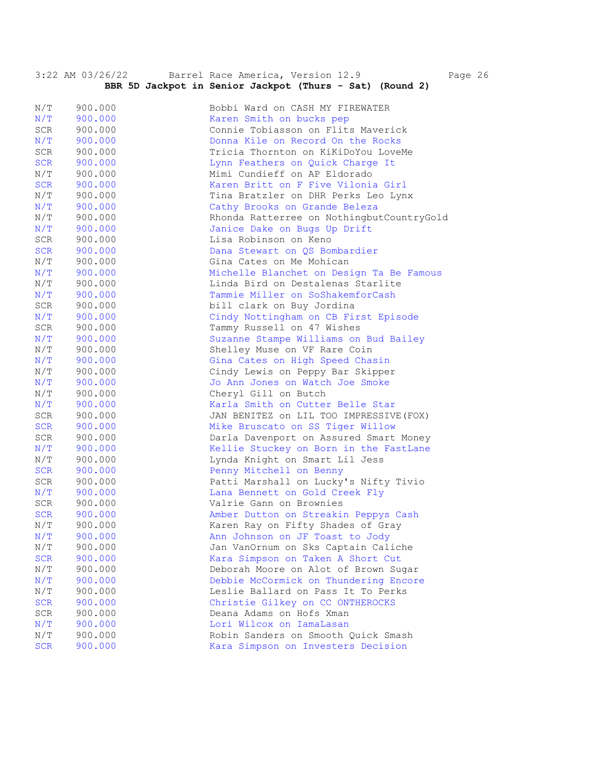**BBR 5D Jackpot in Senior Jackpot (Thurs - Sat) (Round 2)**

| Status | Time | Rider/Horse |
|---|---|---|
| N/T | 900.000 | Bobbi Ward on CASH MY FIREWATER |
| N/T | 900.000 | Karen Smith on bucks pep |
| SCR | 900.000 | Connie Tobiasson on Flits Maverick |
| N/T | 900.000 | Donna Kile on Record On the Rocks |
| SCR | 900.000 | Tricia Thornton on KiKiDoYou LoveMe |
| SCR | 900.000 | Lynn Feathers on Quick Charge It |
| N/T | 900.000 | Mimi Cundieff on AP Eldorado |
| SCR | 900.000 | Karen Britt on F Five Vilonia Girl |
| N/T | 900.000 | Tina Bratzler on DHR Perks Leo Lynx |
| N/T | 900.000 | Cathy Brooks on Grande Beleza |
| N/T | 900.000 | Rhonda Ratterree on NothingbutCountryGold |
| N/T | 900.000 | Janice Dake on Bugs Up Drift |
| SCR | 900.000 | Lisa Robinson on Keno |
| SCR | 900.000 | Dana Stewart on QS Bombardier |
| N/T | 900.000 | Gina Cates on Me Mohican |
| N/T | 900.000 | Michelle Blanchet on Design Ta Be Famous |
| N/T | 900.000 | Linda Bird on Destalenas Starlite |
| N/T | 900.000 | Tammie Miller on SoShakemforCash |
| SCR | 900.000 | bill clark on Buy Jordina |
| N/T | 900.000 | Cindy Nottingham on CB First Episode |
| SCR | 900.000 | Tammy Russell on 47 Wishes |
| N/T | 900.000 | Suzanne Stampe Williams on Bud Bailey |
| N/T | 900.000 | Shelley Muse on VF Rare Coin |
| N/T | 900.000 | Gina Cates on High Speed Chasin |
| N/T | 900.000 | Cindy Lewis on Peppy Bar Skipper |
| N/T | 900.000 | Jo Ann Jones on Watch Joe Smoke |
| N/T | 900.000 | Cheryl Gill on Butch |
| N/T | 900.000 | Karla Smith on Cutter Belle Star |
| SCR | 900.000 | JAN BENITEZ on LIL TOO IMPRESSIVE(FOX) |
| SCR | 900.000 | Mike Bruscato on SS Tiger Willow |
| SCR | 900.000 | Darla Davenport on Assured Smart Money |
| N/T | 900.000 | Kellie Stuckey on Born in the FastLane |
| N/T | 900.000 | Lynda Knight on Smart Lil Jess |
| SCR | 900.000 | Penny Mitchell on Benny |
| SCR | 900.000 | Patti Marshall on Lucky's Nifty Tivio |
| N/T | 900.000 | Lana Bennett on Gold Creek Fly |
| SCR | 900.000 | Valrie Gann on Brownies |
| SCR | 900.000 | Amber Dutton on Streakin Peppys Cash |
| N/T | 900.000 | Karen Ray on Fifty Shades of Gray |
| N/T | 900.000 | Ann Johnson on JF Toast to Jody |
| N/T | 900.000 | Jan VanOrnum on Sks Captain Caliche |
| SCR | 900.000 | Kara Simpson on Taken A Short Cut |
| N/T | 900.000 | Deborah Moore on Alot of Brown Sugar |
| N/T | 900.000 | Debbie McCormick on Thundering Encore |
| N/T | 900.000 | Leslie Ballard on Pass It To Perks |
| SCR | 900.000 | Christie Gilkey on CC ONTHEROCKS |
| SCR | 900.000 | Deana Adams on Hofs Xman |
| N/T | 900.000 | Lori Wilcox on IamaLasan |
| N/T | 900.000 | Robin Sanders on Smooth Quick Smash |
| SCR | 900.000 | Kara Simpson on Investers Decision |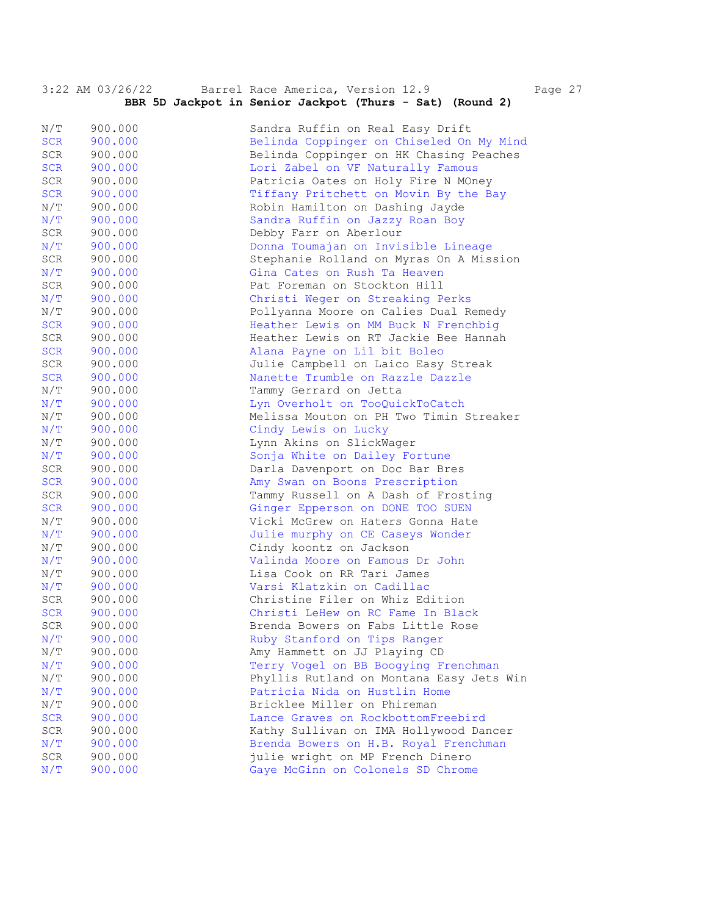**BBR 5D Jackpot in Senior Jackpot (Thurs - Sat) (Round 2)**

| Status | Time | Rider / Horse |
|---|---|---|
| N/T | 900.000 | Sandra Ruffin on Real Easy Drift |
| SCR | 900.000 | Belinda Coppinger on Chiseled On My Mind |
| SCR | 900.000 | Belinda Coppinger on HK Chasing Peaches |
| SCR | 900.000 | Lori Zabel on VF Naturally Famous |
| SCR | 900.000 | Patricia Oates on Holy Fire N MOney |
| SCR | 900.000 | Tiffany Pritchett on Movin By the Bay |
| N/T | 900.000 | Robin Hamilton on Dashing Jayde |
| N/T | 900.000 | Sandra Ruffin on Jazzy Roan Boy |
| SCR | 900.000 | Debby Farr on Aberlour |
| N/T | 900.000 | Donna Toumajan on Invisible Lineage |
| SCR | 900.000 | Stephanie Rolland on Myras On A Mission |
| N/T | 900.000 | Gina Cates on Rush Ta Heaven |
| SCR | 900.000 | Pat Foreman on Stockton Hill |
| N/T | 900.000 | Christi Weger on Streaking Perks |
| N/T | 900.000 | Pollyanna Moore on Calies Dual Remedy |
| SCR | 900.000 | Heather Lewis on MM Buck N Frenchbig |
| SCR | 900.000 | Heather Lewis on RT Jackie Bee Hannah |
| SCR | 900.000 | Alana Payne on Lil bit Boleo |
| SCR | 900.000 | Julie Campbell on Laico Easy Streak |
| SCR | 900.000 | Nanette Trumble on Razzle Dazzle |
| N/T | 900.000 | Tammy Gerrard on Jetta |
| N/T | 900.000 | Lyn Overholt on TooQuickToCatch |
| N/T | 900.000 | Melissa Mouton on PH Two Timin Streaker |
| N/T | 900.000 | Cindy Lewis on Lucky |
| N/T | 900.000 | Lynn Akins on SlickWager |
| N/T | 900.000 | Sonja White on Dailey Fortune |
| SCR | 900.000 | Darla Davenport on Doc Bar Bres |
| SCR | 900.000 | Amy Swan on Boons Prescription |
| SCR | 900.000 | Tammy Russell on A Dash of Frosting |
| SCR | 900.000 | Ginger Epperson on DONE TOO SUEN |
| N/T | 900.000 | Vicki McGrew on Haters Gonna Hate |
| N/T | 900.000 | Julie murphy on CE Caseys Wonder |
| N/T | 900.000 | Cindy koontz on Jackson |
| N/T | 900.000 | Valinda Moore on Famous Dr John |
| N/T | 900.000 | Lisa Cook on RR Tari James |
| N/T | 900.000 | Varsi Klatzkin on Cadillac |
| SCR | 900.000 | Christine Filer on Whiz Edition |
| SCR | 900.000 | Christi LeHew on RC Fame In Black |
| SCR | 900.000 | Brenda Bowers on Fabs Little Rose |
| N/T | 900.000 | Ruby Stanford on Tips Ranger |
| N/T | 900.000 | Amy Hammett on JJ Playing CD |
| N/T | 900.000 | Terry Vogel on BB Boogying Frenchman |
| N/T | 900.000 | Phyllis Rutland on Montana Easy Jets Win |
| N/T | 900.000 | Patricia Nida on Hustlin Home |
| N/T | 900.000 | Bricklee Miller on Phireman |
| SCR | 900.000 | Lance Graves on RockbottomFreebird |
| SCR | 900.000 | Kathy Sullivan on IMA Hollywood Dancer |
| N/T | 900.000 | Brenda Bowers on H.B. Royal Frenchman |
| SCR | 900.000 | julie wright on MP French Dinero |
| N/T | 900.000 | Gaye McGinn on Colonels SD Chrome |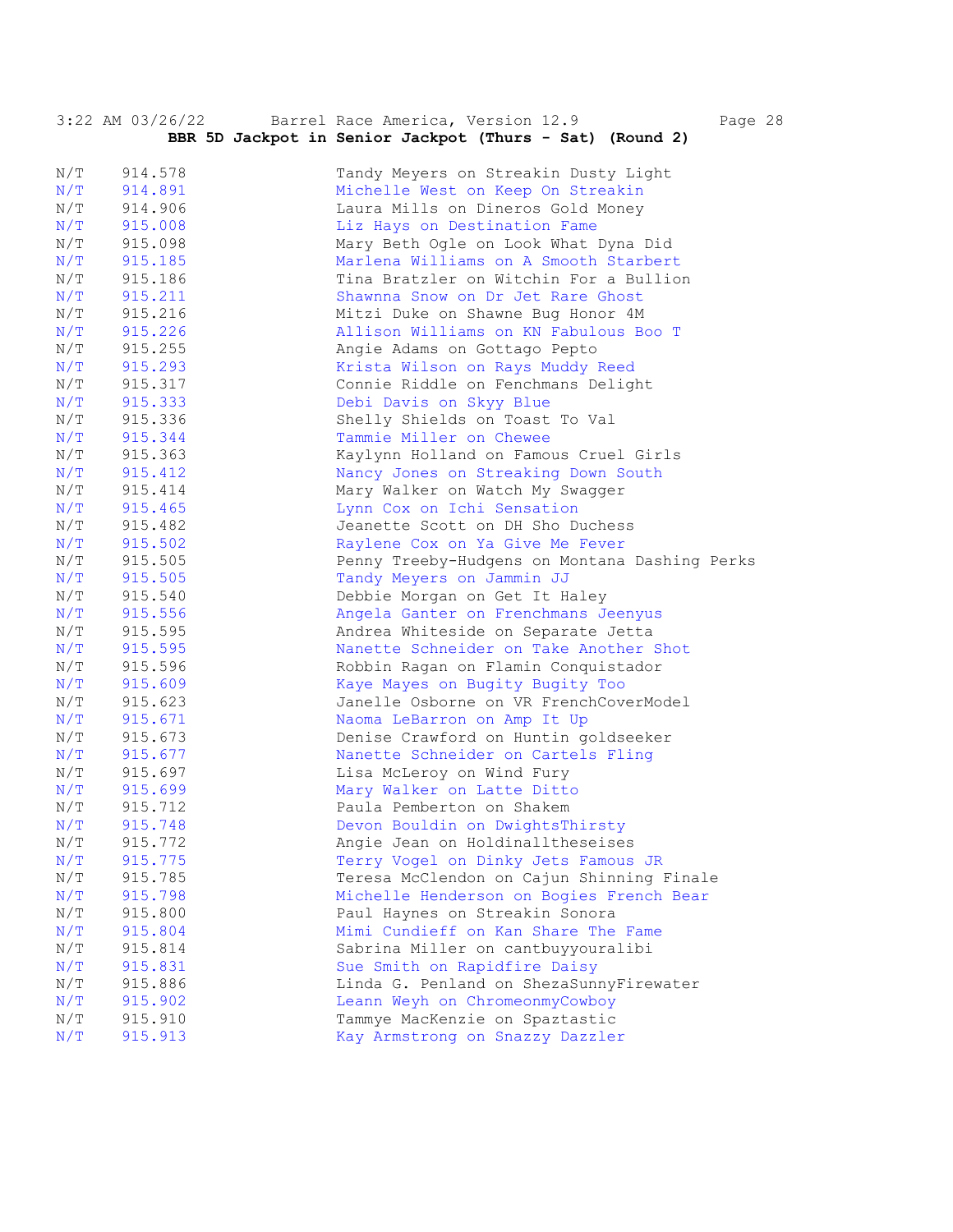**BBR 5D Jackpot in Senior Jackpot (Thurs - Sat) (Round 2)**

| | | |
|---|---|---|
| N/T | 914.578 | Tandy Meyers on Streakin Dusty Light |
| N/T | 914.891 | Michelle West on Keep On Streakin |
| N/T | 914.906 | Laura Mills on Dineros Gold Money |
| N/T | 915.008 | Liz Hays on Destination Fame |
| N/T | 915.098 | Mary Beth Ogle on Look What Dyna Did |
| N/T | 915.185 | Marlena Williams on A Smooth Starbert |
| N/T | 915.186 | Tina Bratzler on Witchin For a Bullion |
| N/T | 915.211 | Shawnna Snow on Dr Jet Rare Ghost |
| N/T | 915.216 | Mitzi Duke on Shawne Bug Honor 4M |
| N/T | 915.226 | Allison Williams on KN Fabulous Boo T |
| N/T | 915.255 | Angie Adams on Gottago Pepto |
| N/T | 915.293 | Krista Wilson on Rays Muddy Reed |
| N/T | 915.317 | Connie Riddle on Fenchmans Delight |
| N/T | 915.333 | Debi Davis on Skyy Blue |
| N/T | 915.336 | Shelly Shields on Toast To Val |
| N/T | 915.344 | Tammie Miller on Chewee |
| N/T | 915.363 | Kaylynn Holland on Famous Cruel Girls |
| N/T | 915.412 | Nancy Jones on Streaking Down South |
| N/T | 915.414 | Mary Walker on Watch My Swagger |
| N/T | 915.465 | Lynn Cox on Ichi Sensation |
| N/T | 915.482 | Jeanette Scott on DH Sho Duchess |
| N/T | 915.502 | Raylene Cox on Ya Give Me Fever |
| N/T | 915.505 | Penny Treeby-Hudgens on Montana Dashing Perks |
| N/T | 915.505 | Tandy Meyers on Jammin JJ |
| N/T | 915.540 | Debbie Morgan on Get It Haley |
| N/T | 915.556 | Angela Ganter on Frenchmans Jeenyus |
| N/T | 915.595 | Andrea Whiteside on Separate Jetta |
| N/T | 915.595 | Nanette Schneider on Take Another Shot |
| N/T | 915.596 | Robbin Ragan on Flamin Conquistador |
| N/T | 915.609 | Kaye Mayes on Bugity Bugity Too |
| N/T | 915.623 | Janelle Osborne on VR FrenchCoverModel |
| N/T | 915.671 | Naoma LeBarron on Amp It Up |
| N/T | 915.673 | Denise Crawford on Huntin goldseeker |
| N/T | 915.677 | Nanette Schneider on Cartels Fling |
| N/T | 915.697 | Lisa McLeroy on Wind Fury |
| N/T | 915.699 | Mary Walker on Latte Ditto |
| N/T | 915.712 | Paula Pemberton on Shakem |
| N/T | 915.748 | Devon Bouldin on DwightsThirsty |
| N/T | 915.772 | Angie Jean on Holdinalltheseises |
| N/T | 915.775 | Terry Vogel on Dinky Jets Famous JR |
| N/T | 915.785 | Teresa McClendon on Cajun Shinning Finale |
| N/T | 915.798 | Michelle Henderson on Bogies French Bear |
| N/T | 915.800 | Paul Haynes on Streakin Sonora |
| N/T | 915.804 | Mimi Cundieff on Kan Share The Fame |
| N/T | 915.814 | Sabrina Miller on cantbuyyouralibi |
| N/T | 915.831 | Sue Smith on Rapidfire Daisy |
| N/T | 915.886 | Linda G. Penland on ShezaSunnyFirewater |
| N/T | 915.902 | Leann Weyh on ChromeonmyCowboy |
| N/T | 915.910 | Tammye MacKenzie on Spaztastic |
| N/T | 915.913 | Kay Armstrong on Snazzy Dazzler |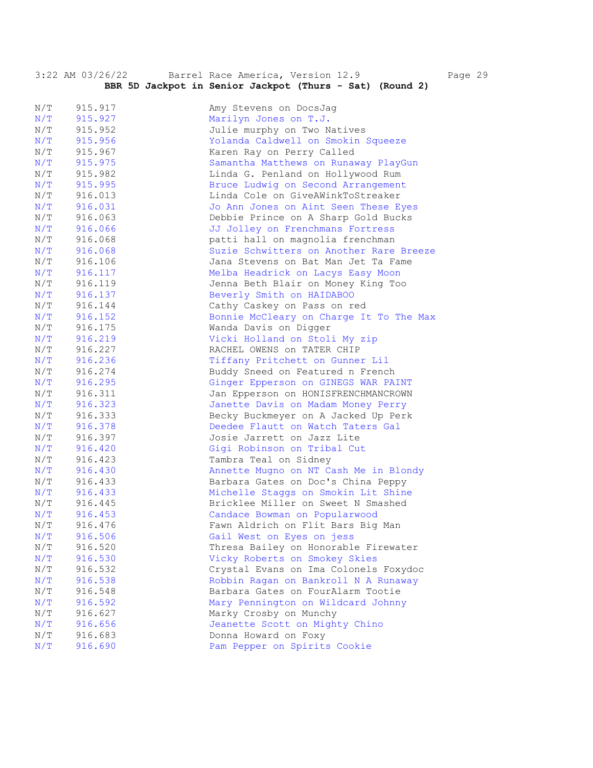**BBR 5D Jackpot in Senior Jackpot (Thurs - Sat) (Round 2)**

| | | |
|---|---|---|
| N/T | 915.917 | Amy Stevens on DocsJag |
| N/T | 915.927 | Marilyn Jones on T.J. |
| N/T | 915.952 | Julie murphy on Two Natives |
| N/T | 915.956 | Yolanda Caldwell on Smokin Squeeze |
| N/T | 915.967 | Karen Ray on Perry Called |
| N/T | 915.975 | Samantha Matthews on Runaway PlayGun |
| N/T | 915.982 | Linda G. Penland on Hollywood Rum |
| N/T | 915.995 | Bruce Ludwig on Second Arrangement |
| N/T | 916.013 | Linda Cole on GiveAWinkToStreaker |
| N/T | 916.031 | Jo Ann Jones on Aint Seen These Eyes |
| N/T | 916.063 | Debbie Prince on A Sharp Gold Bucks |
| N/T | 916.066 | JJ Jolley on Frenchmans Fortress |
| N/T | 916.068 | patti hall on magnolia frenchman |
| N/T | 916.068 | Suzie Schwitters on Another Rare Breeze |
| N/T | 916.106 | Jana Stevens on Bat Man Jet Ta Fame |
| N/T | 916.117 | Melba Headrick on Lacys Easy Moon |
| N/T | 916.119 | Jenna Beth Blair on Money King Too |
| N/T | 916.137 | Beverly Smith on HAIDABOO |
| N/T | 916.144 | Cathy Caskey on Pass on red |
| N/T | 916.152 | Bonnie McCleary on Charge It To The Max |
| N/T | 916.175 | Wanda Davis on Digger |
| N/T | 916.219 | Vicki Holland on Stoli My zip |
| N/T | 916.227 | RACHEL OWENS on TATER CHIP |
| N/T | 916.236 | Tiffany Pritchett on Gunner Lil |
| N/T | 916.274 | Buddy Sneed on Featured n French |
| N/T | 916.295 | Ginger Epperson on GINEGS WAR PAINT |
| N/T | 916.311 | Jan Epperson on HONISFRENCHMANCROWN |
| N/T | 916.323 | Janette Davis on Madam Money Perry |
| N/T | 916.333 | Becky Buckmeyer on A Jacked Up Perk |
| N/T | 916.378 | Deedee Flautt on Watch Taters Gal |
| N/T | 916.397 | Josie Jarrett on Jazz Lite |
| N/T | 916.420 | Gigi Robinson on Tribal Cut |
| N/T | 916.423 | Tambra Teal on Sidney |
| N/T | 916.430 | Annette Mugno on NT Cash Me in Blondy |
| N/T | 916.433 | Barbara Gates on Doc's China Peppy |
| N/T | 916.433 | Michelle Staggs on Smokin Lit Shine |
| N/T | 916.445 | Bricklee Miller on Sweet N Smashed |
| N/T | 916.453 | Candace Bowman on Popularwood |
| N/T | 916.476 | Fawn Aldrich on Flit Bars Big Man |
| N/T | 916.506 | Gail West on Eyes on jess |
| N/T | 916.520 | Thresa Bailey on Honorable Firewater |
| N/T | 916.530 | Vicky Roberts on Smokey Skies |
| N/T | 916.532 | Crystal Evans on Ima Colonels Foxydoc |
| N/T | 916.538 | Robbin Ragan on Bankroll N A Runaway |
| N/T | 916.548 | Barbara Gates on FourAlarm Tootie |
| N/T | 916.592 | Mary Pennington on Wildcard Johnny |
| N/T | 916.627 | Marky Crosby on Munchy |
| N/T | 916.656 | Jeanette Scott on Mighty Chino |
| N/T | 916.683 | Donna Howard on Foxy |
| N/T | 916.690 | Pam Pepper on Spirits Cookie |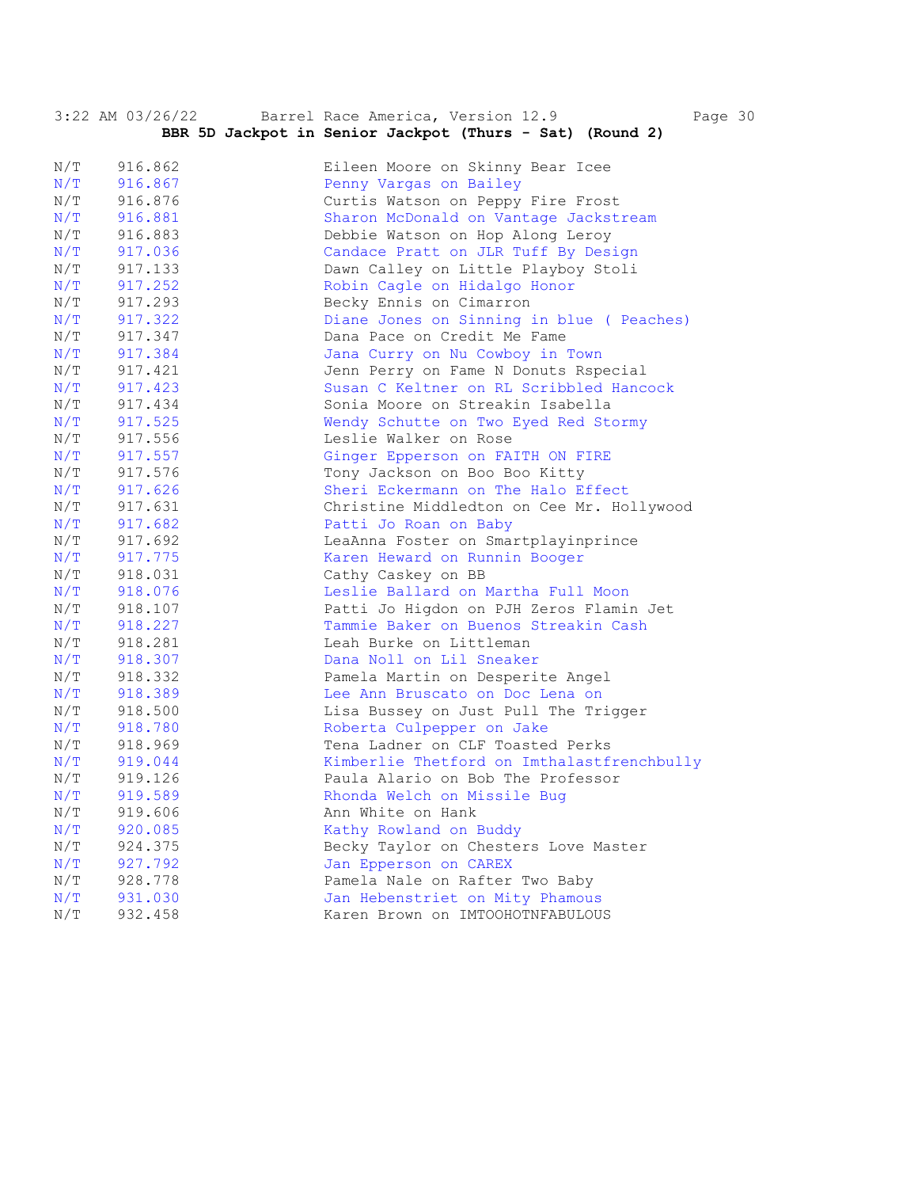**BBR 5D Jackpot in Senior Jackpot (Thurs - Sat) (Round 2)**

| | | |
|---|---|---|
| N/T | 916.862 | Eileen Moore on Skinny Bear Icee |
| N/T | 916.867 | Penny Vargas on Bailey |
| N/T | 916.876 | Curtis Watson on Peppy Fire Frost |
| N/T | 916.881 | Sharon McDonald on Vantage Jackstream |
| N/T | 916.883 | Debbie Watson on Hop Along Leroy |
| N/T | 917.036 | Candace Pratt on JLR Tuff By Design |
| N/T | 917.133 | Dawn Calley on Little Playboy Stoli |
| N/T | 917.252 | Robin Cagle on Hidalgo Honor |
| N/T | 917.293 | Becky Ennis on Cimarron |
| N/T | 917.322 | Diane Jones on Sinning in blue ( Peaches) |
| N/T | 917.347 | Dana Pace on Credit Me Fame |
| N/T | 917.384 | Jana Curry on Nu Cowboy in Town |
| N/T | 917.421 | Jenn Perry on Fame N Donuts Rspecial |
| N/T | 917.423 | Susan C Keltner on RL Scribbled Hancock |
| N/T | 917.434 | Sonia Moore on Streakin Isabella |
| N/T | 917.525 | Wendy Schutte on Two Eyed Red Stormy |
| N/T | 917.556 | Leslie Walker on Rose |
| N/T | 917.557 | Ginger Epperson on FAITH ON FIRE |
| N/T | 917.576 | Tony Jackson on Boo Boo Kitty |
| N/T | 917.626 | Sheri Eckermann on The Halo Effect |
| N/T | 917.631 | Christine Middledton on Cee Mr. Hollywood |
| N/T | 917.682 | Patti Jo Roan on Baby |
| N/T | 917.692 | LeaAnna Foster on Smartplayinprince |
| N/T | 917.775 | Karen Heward on Runnin Booger |
| N/T | 918.031 | Cathy Caskey on BB |
| N/T | 918.076 | Leslie Ballard on Martha Full Moon |
| N/T | 918.107 | Patti Jo Higdon on PJH Zeros Flamin Jet |
| N/T | 918.227 | Tammie Baker on Buenos Streakin Cash |
| N/T | 918.281 | Leah Burke on Littleman |
| N/T | 918.307 | Dana Noll on Lil Sneaker |
| N/T | 918.332 | Pamela Martin on Desperite Angel |
| N/T | 918.389 | Lee Ann Bruscato on Doc Lena on |
| N/T | 918.500 | Lisa Bussey on Just Pull The Trigger |
| N/T | 918.780 | Roberta Culpepper on Jake |
| N/T | 918.969 | Tena Ladner on CLF Toasted Perks |
| N/T | 919.044 | Kimberlie Thetford on Imthalastfrenchbully |
| N/T | 919.126 | Paula Alario on Bob The Professor |
| N/T | 919.589 | Rhonda Welch on Missile Bug |
| N/T | 919.606 | Ann White on Hank |
| N/T | 920.085 | Kathy Rowland on Buddy |
| N/T | 924.375 | Becky Taylor on Chesters Love Master |
| N/T | 927.792 | Jan Epperson on CAREX |
| N/T | 928.778 | Pamela Nale on Rafter Two Baby |
| N/T | 931.030 | Jan Hebenstriet on Mity Phamous |
| N/T | 932.458 | Karen Brown on IMTOOHOTNFABULOUS |